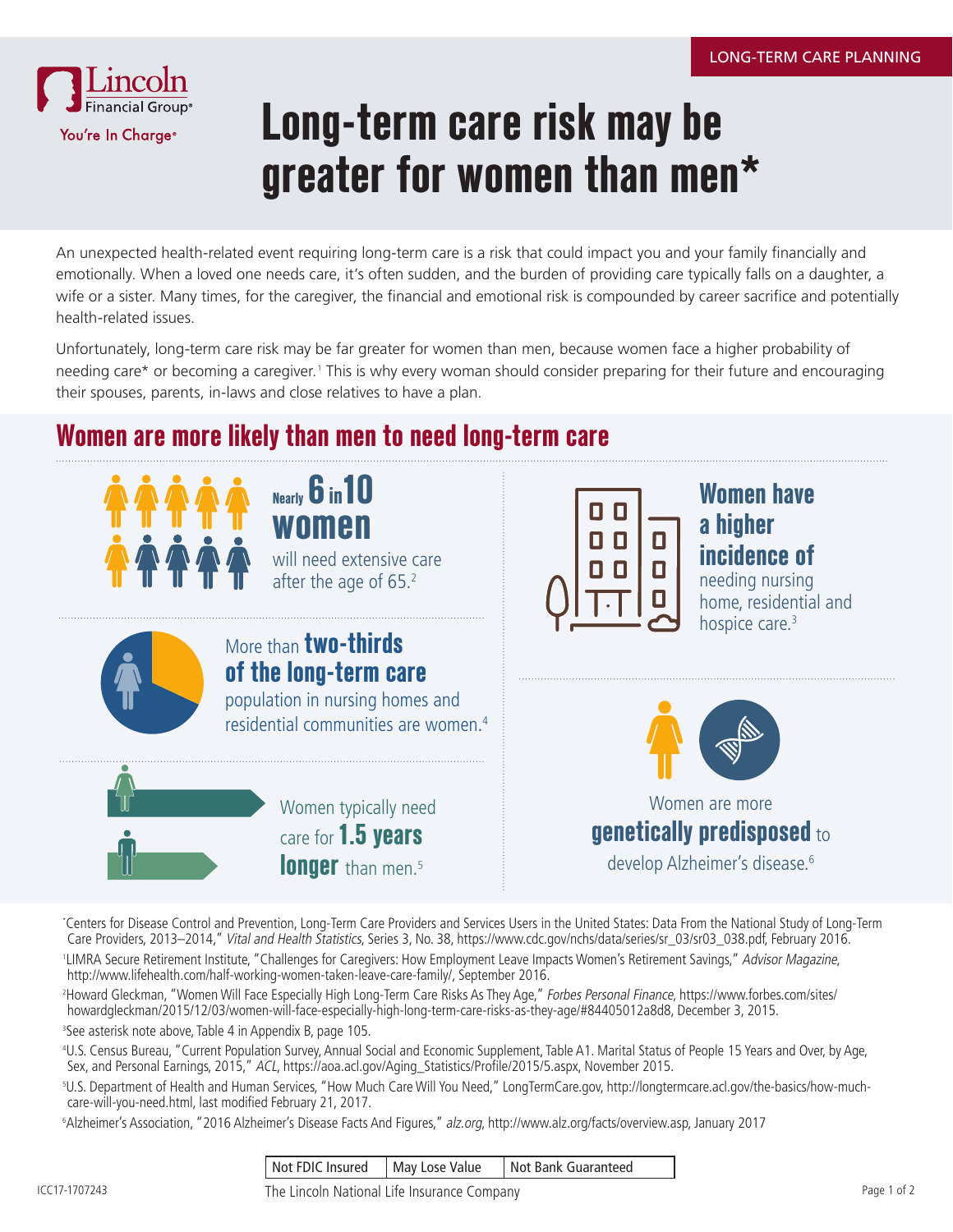LONG-TERM CARE PLANNING

Lincoln Financial Group®
You're In Charge®

# Long-term care risk may be greater for women than men*

An unexpected health-related event requiring long-term care is a risk that could impact you and your family financially and emotionally. When a loved one needs care, it's often sudden, and the burden of providing care typically falls on a daughter, a wife or a sister. Many times, for the caregiver, the financial and emotional risk is compounded by career sacrifice and potentially health-related issues.

Unfortunately, long-term care risk may be far greater for women than men, because women face a higher probability of needing care* or becoming a caregiver.[1] This is why every woman should consider preparing for their future and encouraging their spouses, parents, in-laws and close relatives to have a plan.

## Women are more likely than men to need long-term care

**Nearly 6 in 10 women** will need extensive care after the age of 65.[2]

More than **two-thirds of the long-term care** population in nursing homes and residential communities are women.[4]

Women typically need care for **1.5 years longer** than men.[5]

**Women have a higher incidence of** needing nursing home, residential and hospice care.[3]

Women are more **genetically predisposed** to develop Alzheimer's disease.[6]

*Centers for Disease Control and Prevention, Long-Term Care Providers and Services Users in the United States: Data From the National Study of Long-Term Care Providers, 2013–2014," *Vital and Health Statistics*, Series 3, No. 38, https://www.cdc.gov/nchs/data/series/sr_03/sr03_038.pdf, February 2016.

[1] LIMRA Secure Retirement Institute, "Challenges for Caregivers: How Employment Leave Impacts Women's Retirement Savings," *Advisor Magazine*, http://www.lifehealth.com/half-working-women-taken-leave-care-family/, September 2016.

[2] Howard Gleckman, "Women Will Face Especially High Long-Term Care Risks As They Age," *Forbes Personal Finance*, https://www.forbes.com/sites/howardgleckman/2015/12/03/women-will-face-especially-high-long-term-care-risks-as-they-age/#84405012a8d8, December 3, 2015.

[3] See asterisk note above, Table 4 in Appendix B, page 105.

[4] U.S. Census Bureau, "Current Population Survey, Annual Social and Economic Supplement, Table A1. Marital Status of People 15 Years and Over, by Age, Sex, and Personal Earnings, 2015," *ACL*, https://aoa.acl.gov/Aging_Statistics/Profile/2015/5.aspx, November 2015.

[5] U.S. Department of Health and Human Services, "How Much Care Will You Need," LongTermCare.gov, http://longtermcare.acl.gov/the-basics/how-much-care-will-you-need.html, last modified February 21, 2017.

[6] Alzheimer's Association, "2016 Alzheimer's Disease Facts And Figures," *alz.org*, http://www.alz.org/facts/overview.asp, January 2017

| Not FDIC Insured | May Lose Value | Not Bank Guaranteed |
|---|---|---|

The Lincoln National Life Insurance Company

ICC17-1707243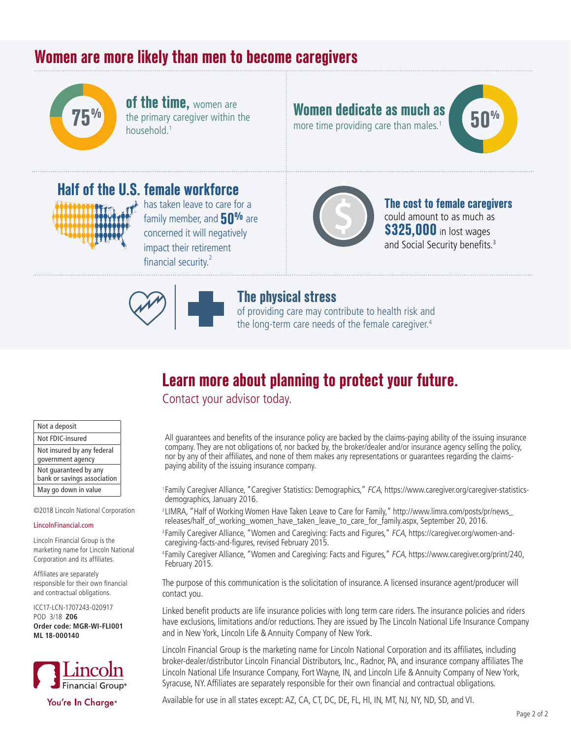# Women are more likely than men to become caregivers

75%

**of the time,** women are the primary caregiver within the household.[1]

**Women dedicate as much as** 50% more time providing care than males.[1]

50%

## Half of the U.S. female workforce

has taken leave to care for a family member, and **50%** are concerned it will negatively impact their retirement financial security.[2]

## The cost to female caregivers

could amount to as much as **$325,000** in lost wages and Social Security benefits.[3]

## The physical stress

of providing care may contribute to health risk and the long-term care needs of the female caregiver.[4]

# Learn more about planning to protect your future.

Contact your advisor today.

| |
|---|
| Not a deposit |
| Not FDIC-insured |
| Not insured by any federal government agency |
| Not guaranteed by any bank or savings association |
| May go down in value |

©2018 Lincoln National Corporation

LincolnFinancial.com

Lincoln Financial Group is the marketing name for Lincoln National Corporation and its affiliates.

Affiliates are separately responsible for their own financial and contractual obligations.

ICC17-LCN-1707243-020917
POD 3/18 **Z06**
**Order code: MGR-WI-FLI001**
**ML 18-000140**

Lincoln Financial Group®
You're In Charge®

All guarantees and benefits of the insurance policy are backed by the claims-paying ability of the issuing insurance company. They are not obligations of, nor backed by, the broker/dealer and/or insurance agency selling the policy, nor by any of their affiliates, and none of them makes any representations or guarantees regarding the claims-paying ability of the issuing insurance company.

[1] Family Caregiver Alliance, "Caregiver Statistics: Demographics," *FCA*, https://www.caregiver.org/caregiver-statistics-demographics, January 2016.

[2] LIMRA, "Half of Working Women Have Taken Leave to Care for Family," http://www.limra.com/posts/pr/news_releases/half_of_working_women_have_taken_leave_to_care_for_family.aspx, September 20, 2016.

[3] Family Caregiver Alliance, "Women and Caregiving: Facts and Figures," *FCA*, https://caregiver.org/women-and-caregiving-facts-and-figures, revised February 2015.

[4] Family Caregiver Alliance, "Women and Caregiving: Facts and Figures," *FCA*, https://www.caregiver.org/print/240, February 2015.

The purpose of this communication is the solicitation of insurance. A licensed insurance agent/producer will contact you.

Linked benefit products are life insurance policies with long term care riders. The insurance policies and riders have exclusions, limitations and/or reductions. They are issued by The Lincoln National Life Insurance Company and in New York, Lincoln Life & Annuity Company of New York.

Lincoln Financial Group is the marketing name for Lincoln National Corporation and its affiliates, including broker-dealer/distributor Lincoln Financial Distributors, Inc., Radnor, PA, and insurance company affiliates The Lincoln National Life Insurance Company, Fort Wayne, IN, and Lincoln Life & Annuity Company of New York, Syracuse, NY. Affiliates are separately responsible for their own financial and contractual obligations.

Available for use in all states except: AZ, CA, CT, DC, DE, FL, HI, IN, MT, NJ, NY, ND, SD, and VI.